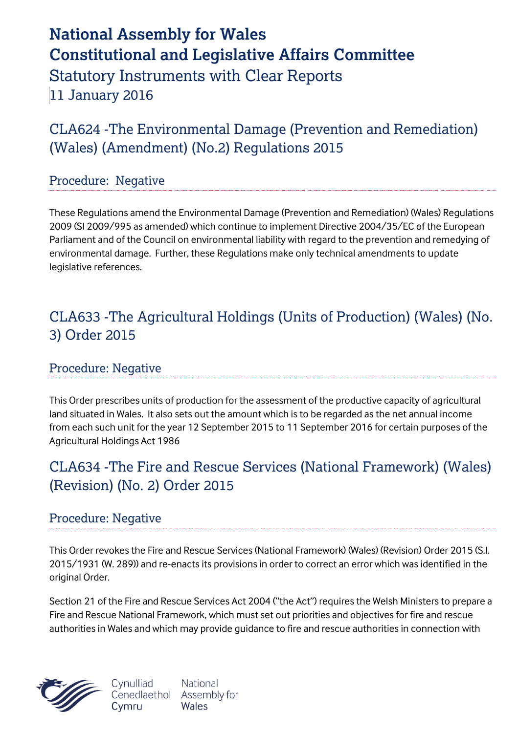# National Assembly for Wales
# Constitutional and Legislative Affairs Committee

## Statutory Instruments with Clear Reports

## 11 January 2016

## CLA624 -The Environmental Damage (Prevention and Remediation) (Wales) (Amendment) (No.2) Regulations 2015

### Procedure: Negative

These Regulations amend the Environmental Damage (Prevention and Remediation) (Wales) Regulations 2009 (SI 2009/995 as amended) which continue to implement Directive 2004/35/EC of the European Parliament and of the Council on environmental liability with regard to the prevention and remedying of environmental damage. Further, these Regulations make only technical amendments to update legislative references.

## CLA633 -The Agricultural Holdings (Units of Production) (Wales) (No. 3) Order 2015

### Procedure: Negative

This Order prescribes units of production for the assessment of the productive capacity of agricultural land situated in Wales. It also sets out the amount which is to be regarded as the net annual income from each such unit for the year 12 September 2015 to 11 September 2016 for certain purposes of the Agricultural Holdings Act 1986

## CLA634 -The Fire and Rescue Services (National Framework) (Wales) (Revision) (No. 2) Order 2015

### Procedure: Negative

This Order revokes the Fire and Rescue Services (National Framework) (Wales) (Revision) Order 2015 (S.I. 2015/1931 (W. 289)) and re-enacts its provisions in order to correct an error which was identified in the original Order.

Section 21 of the Fire and Rescue Services Act 2004 ("the Act") requires the Welsh Ministers to prepare a Fire and Rescue National Framework, which must set out priorities and objectives for fire and rescue authorities in Wales and which may provide guidance to fire and rescue authorities in connection with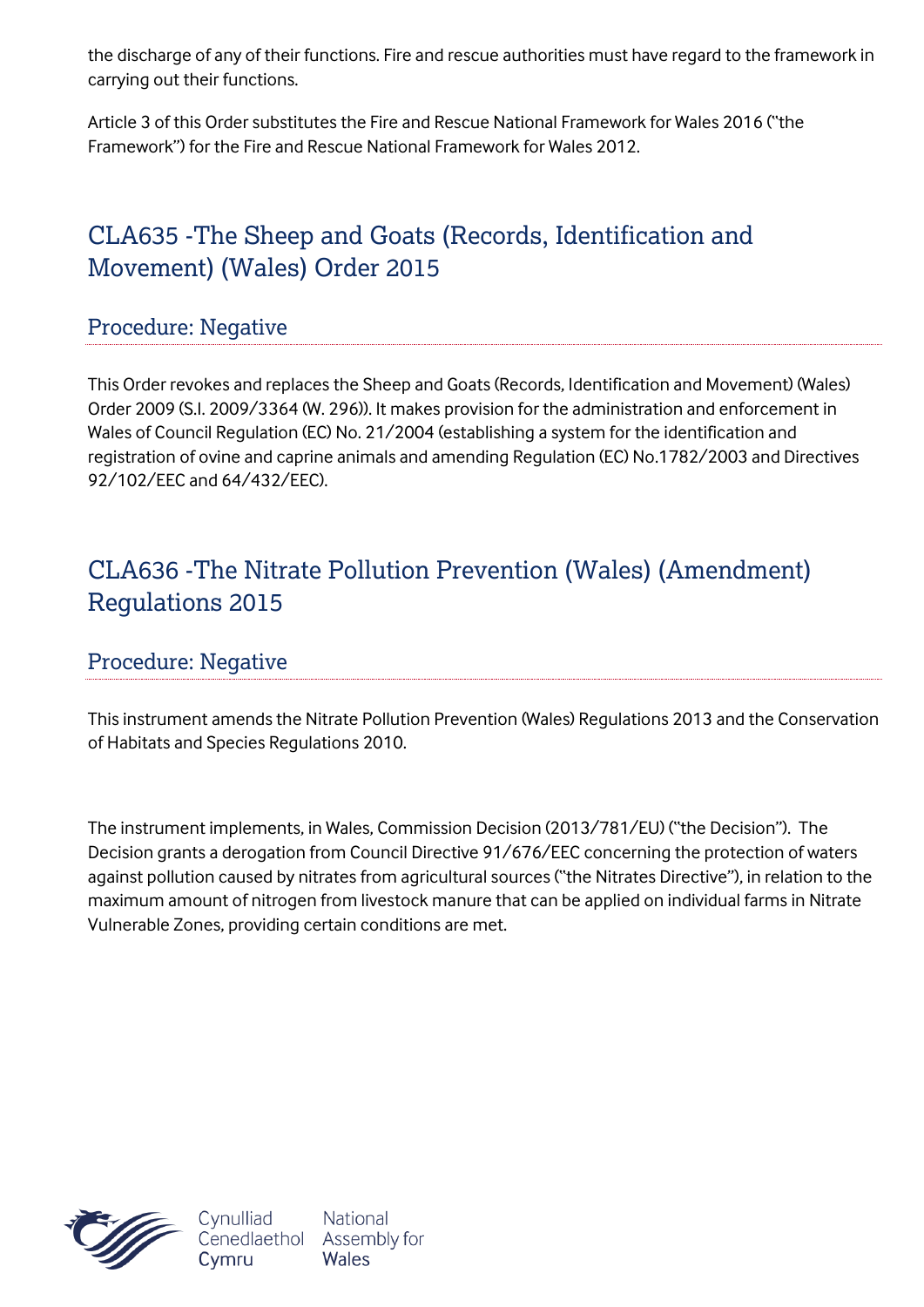the discharge of any of their functions. Fire and rescue authorities must have regard to the framework in carrying out their functions.

Article 3 of this Order substitutes the Fire and Rescue National Framework for Wales 2016 ("the Framework") for the Fire and Rescue National Framework for Wales 2012.

## CLA635 -The Sheep and Goats (Records, Identification and Movement) (Wales) Order 2015

### Procedure: Negative

This Order revokes and replaces the Sheep and Goats (Records, Identification and Movement) (Wales) Order 2009 (S.I. 2009/3364 (W. 296)). It makes provision for the administration and enforcement in Wales of Council Regulation (EC) No. 21/2004 (establishing a system for the identification and registration of ovine and caprine animals and amending Regulation (EC) No.1782/2003 and Directives 92/102/EEC and 64/432/EEC).

## CLA636 -The Nitrate Pollution Prevention (Wales) (Amendment) Regulations 2015

### Procedure: Negative

This instrument amends the Nitrate Pollution Prevention (Wales) Regulations 2013 and the Conservation of Habitats and Species Regulations 2010.

The instrument implements, in Wales, Commission Decision (2013/781/EU) ("the Decision"). The Decision grants a derogation from Council Directive 91/676/EEC concerning the protection of waters against pollution caused by nitrates from agricultural sources ("the Nitrates Directive"), in relation to the maximum amount of nitrogen from livestock manure that can be applied on individual farms in Nitrate Vulnerable Zones, providing certain conditions are met.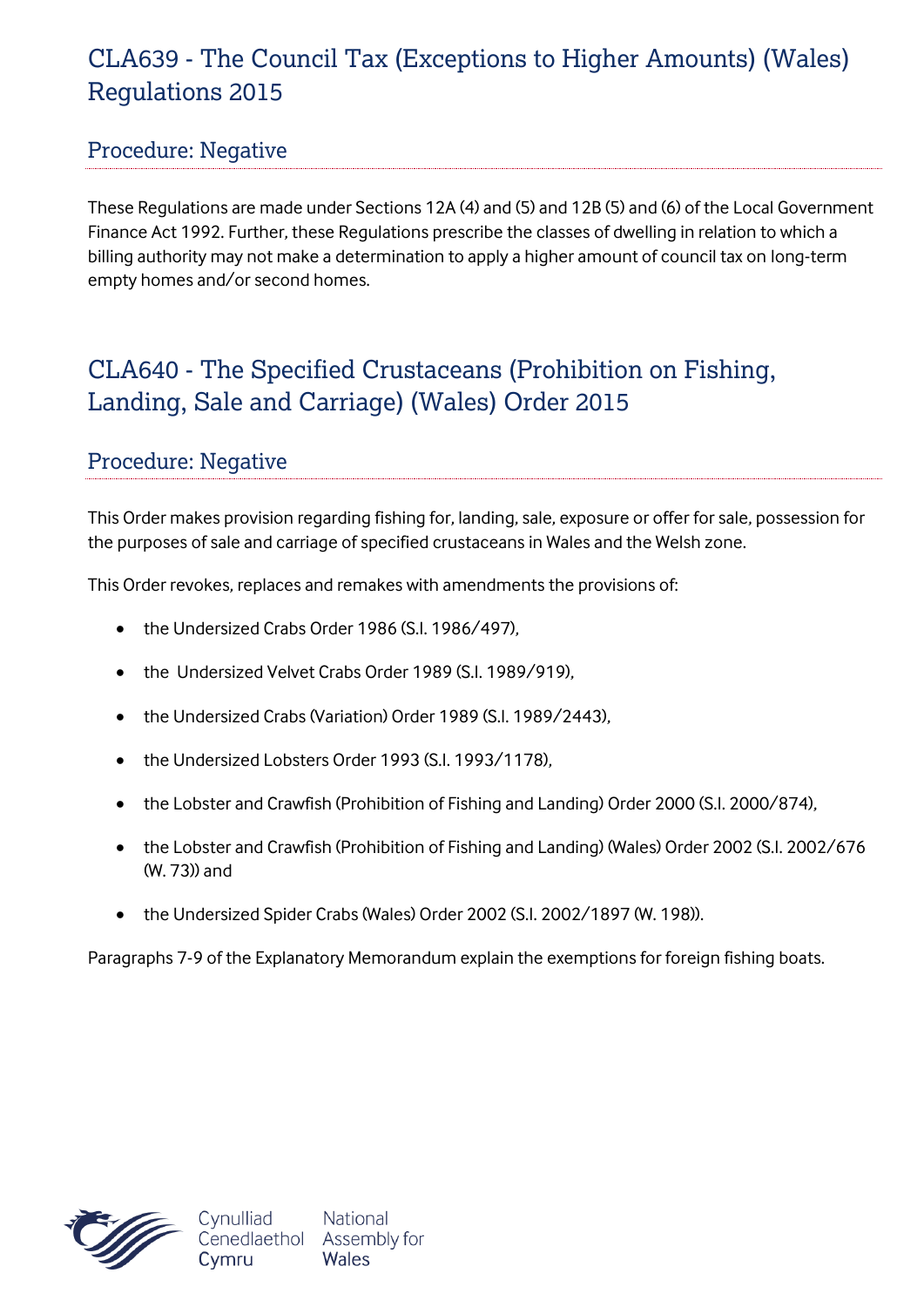## CLA639 - The Council Tax (Exceptions to Higher Amounts) (Wales) Regulations 2015

### Procedure: Negative

These Regulations are made under Sections 12A (4) and (5) and 12B (5) and (6) of the Local Government Finance Act 1992. Further, these Regulations prescribe the classes of dwelling in relation to which a billing authority may not make a determination to apply a higher amount of council tax on long-term empty homes and/or second homes.

## CLA640 - The Specified Crustaceans (Prohibition on Fishing, Landing, Sale and Carriage) (Wales) Order 2015

### Procedure: Negative

This Order makes provision regarding fishing for, landing, sale, exposure or offer for sale, possession for the purposes of sale and carriage of specified crustaceans in Wales and the Welsh zone.

This Order revokes, replaces and remakes with amendments the provisions of:

- the Undersized Crabs Order 1986 (S.I. 1986/497),
- the Undersized Velvet Crabs Order 1989 (S.I. 1989/919),
- the Undersized Crabs (Variation) Order 1989 (S.I. 1989/2443),
- the Undersized Lobsters Order 1993 (S.I. 1993/1178),
- the Lobster and Crawfish (Prohibition of Fishing and Landing) Order 2000 (S.I. 2000/874),
- the Lobster and Crawfish (Prohibition of Fishing and Landing) (Wales) Order 2002 (S.I. 2002/676 (W. 73)) and
- the Undersized Spider Crabs (Wales) Order 2002 (S.I. 2002/1897 (W. 198)).

Paragraphs 7-9 of the Explanatory Memorandum explain the exemptions for foreign fishing boats.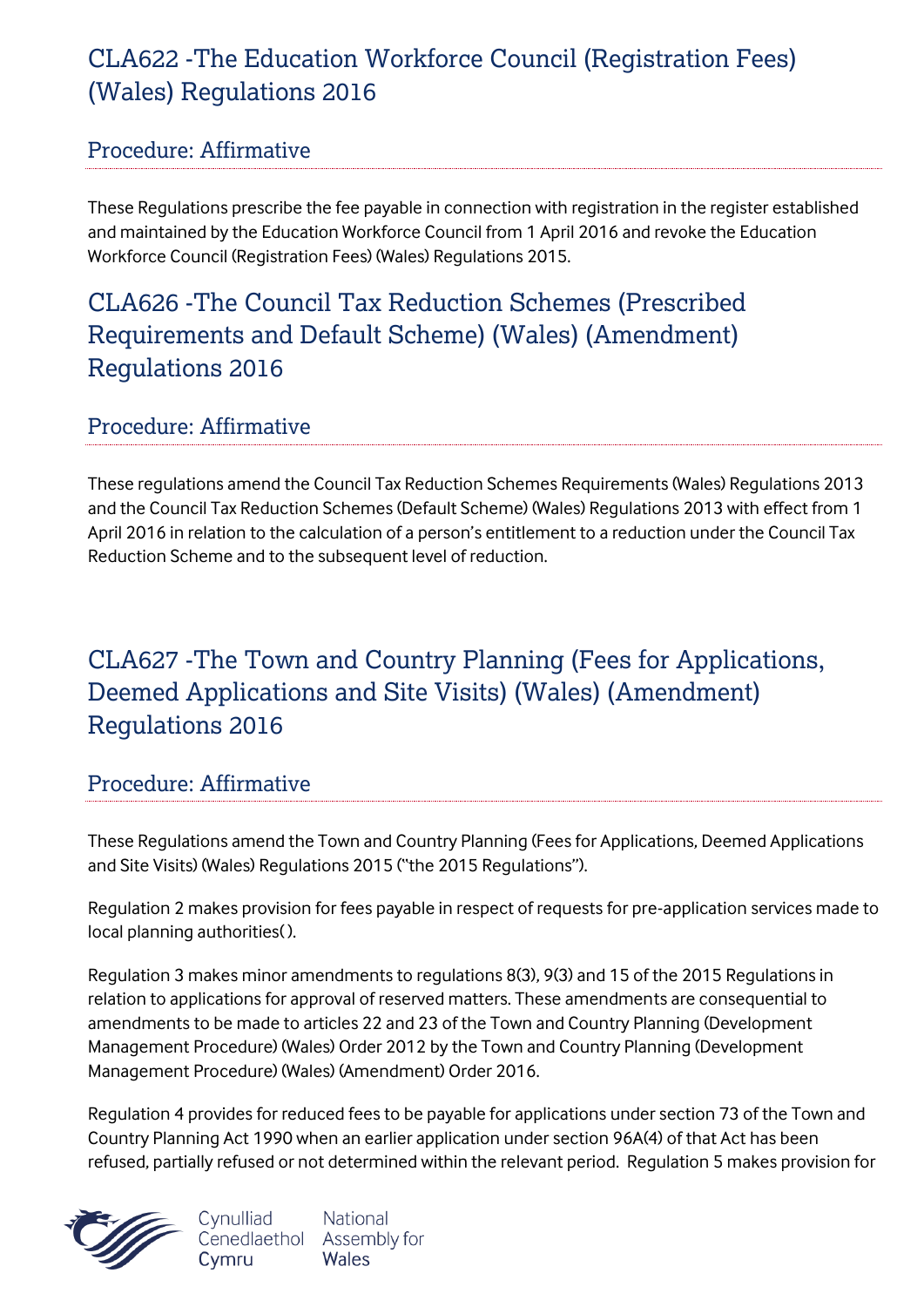## CLA622 -The Education Workforce Council (Registration Fees) (Wales) Regulations 2016

### Procedure: Affirmative

These Regulations prescribe the fee payable in connection with registration in the register established and maintained by the Education Workforce Council from 1 April 2016 and revoke the Education Workforce Council (Registration Fees) (Wales) Regulations 2015.

## CLA626 -The Council Tax Reduction Schemes (Prescribed Requirements and Default Scheme) (Wales) (Amendment) Regulations 2016

### Procedure: Affirmative

These regulations amend the Council Tax Reduction Schemes Requirements (Wales) Regulations 2013 and the Council Tax Reduction Schemes (Default Scheme) (Wales) Regulations 2013 with effect from 1 April 2016 in relation to the calculation of a person's entitlement to a reduction under the Council Tax Reduction Scheme and to the subsequent level of reduction.

## CLA627 -The Town and Country Planning (Fees for Applications, Deemed Applications and Site Visits) (Wales) (Amendment) Regulations 2016

### Procedure: Affirmative

These Regulations amend the Town and Country Planning (Fees for Applications, Deemed Applications and Site Visits) (Wales) Regulations 2015 ("the 2015 Regulations").

Regulation 2 makes provision for fees payable in respect of requests for pre-application services made to local planning authorities( ).

Regulation 3 makes minor amendments to regulations 8(3), 9(3) and 15 of the 2015 Regulations in relation to applications for approval of reserved matters. These amendments are consequential to amendments to be made to articles 22 and 23 of the Town and Country Planning (Development Management Procedure) (Wales) Order 2012 by the Town and Country Planning (Development Management Procedure) (Wales) (Amendment) Order 2016.

Regulation 4 provides for reduced fees to be payable for applications under section 73 of the Town and Country Planning Act 1990 when an earlier application under section 96A(4) of that Act has been refused, partially refused or not determined within the relevant period. Regulation 5 makes provision for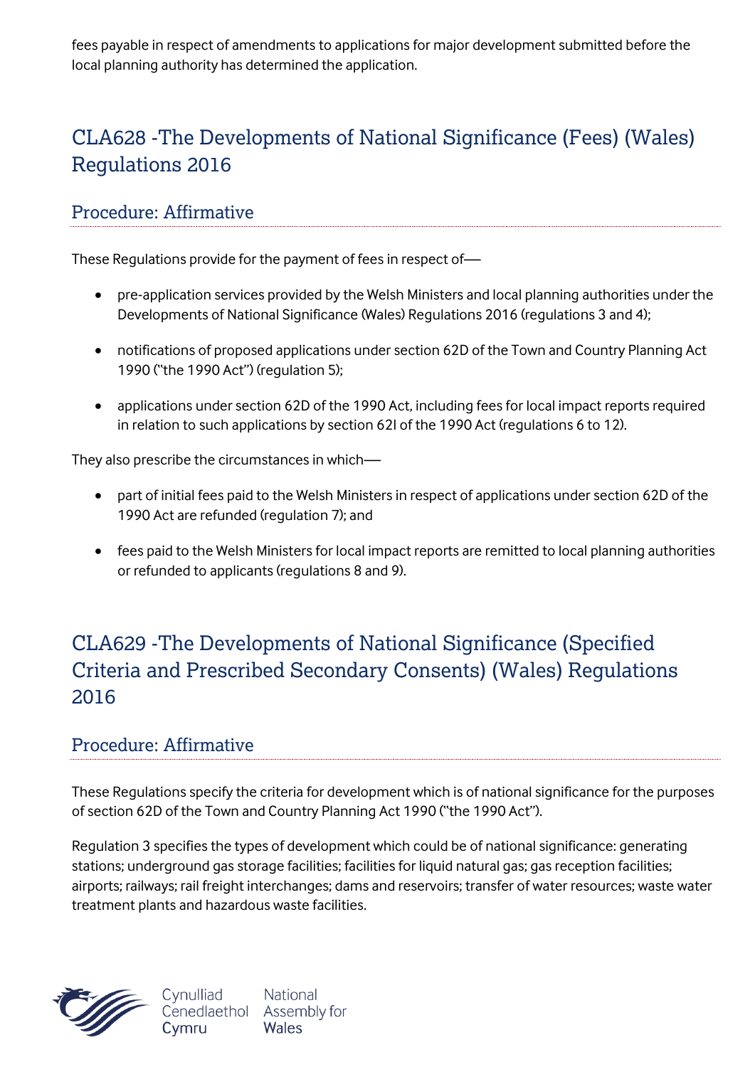fees payable in respect of amendments to applications for major development submitted before the local planning authority has determined the application.

## CLA628 -The Developments of National Significance (Fees) (Wales) Regulations 2016

### Procedure: Affirmative

These Regulations provide for the payment of fees in respect of—

- pre-application services provided by the Welsh Ministers and local planning authorities under the Developments of National Significance (Wales) Regulations 2016 (regulations 3 and 4);
- notifications of proposed applications under section 62D of the Town and Country Planning Act 1990 ("the 1990 Act") (regulation 5);
- applications under section 62D of the 1990 Act, including fees for local impact reports required in relation to such applications by section 62I of the 1990 Act (regulations 6 to 12).

They also prescribe the circumstances in which—

- part of initial fees paid to the Welsh Ministers in respect of applications under section 62D of the 1990 Act are refunded (regulation 7); and
- fees paid to the Welsh Ministers for local impact reports are remitted to local planning authorities or refunded to applicants (regulations 8 and 9).

## CLA629 -The Developments of National Significance (Specified Criteria and Prescribed Secondary Consents) (Wales) Regulations 2016

### Procedure: Affirmative

These Regulations specify the criteria for development which is of national significance for the purposes of section 62D of the Town and Country Planning Act 1990 ("the 1990 Act").

Regulation 3 specifies the types of development which could be of national significance: generating stations; underground gas storage facilities; facilities for liquid natural gas; gas reception facilities; airports; railways; rail freight interchanges; dams and reservoirs; transfer of water resources; waste water treatment plants and hazardous waste facilities.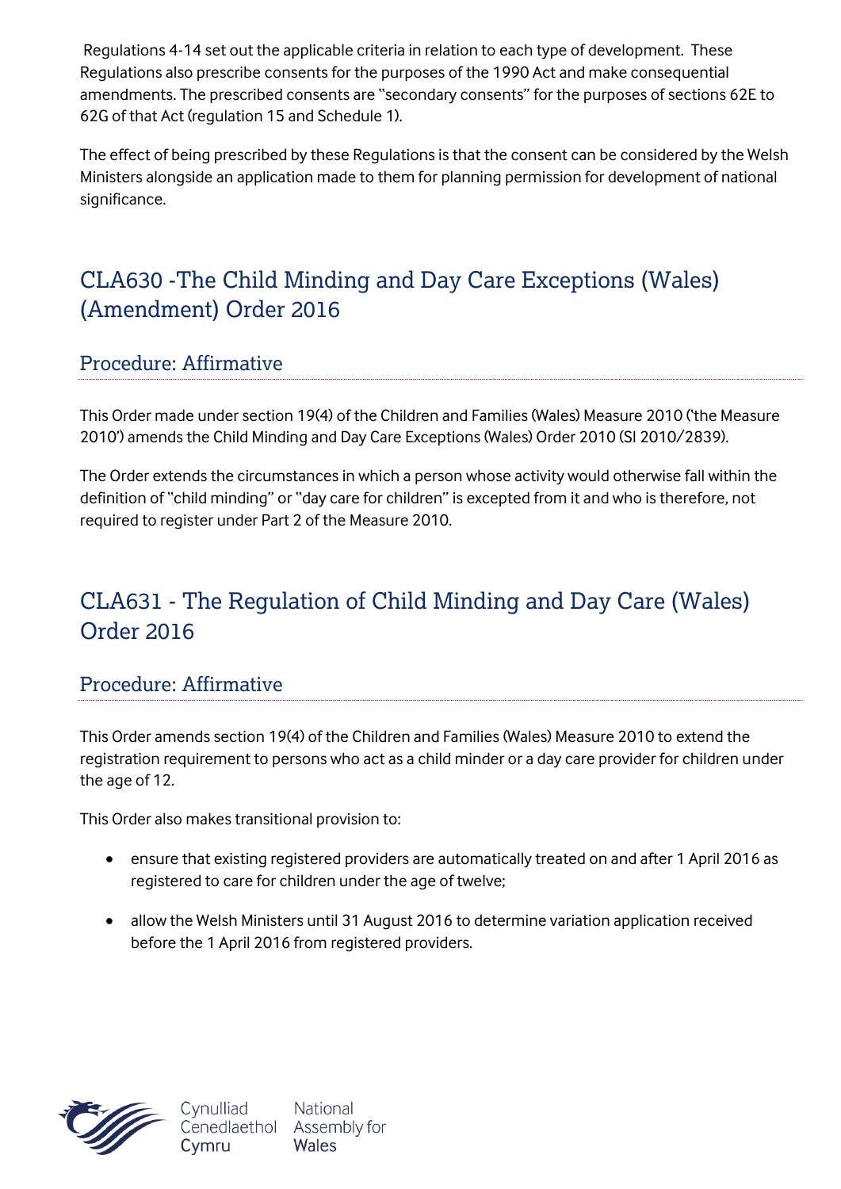Regulations 4-14 set out the applicable criteria in relation to each type of development. These Regulations also prescribe consents for the purposes of the 1990 Act and make consequential amendments. The prescribed consents are "secondary consents" for the purposes of sections 62E to 62G of that Act (regulation 15 and Schedule 1).

The effect of being prescribed by these Regulations is that the consent can be considered by the Welsh Ministers alongside an application made to them for planning permission for development of national significance.

## CLA630 -The Child Minding and Day Care Exceptions (Wales) (Amendment) Order 2016

### Procedure: Affirmative

This Order made under section 19(4) of the Children and Families (Wales) Measure 2010 ('the Measure 2010') amends the Child Minding and Day Care Exceptions (Wales) Order 2010 (SI 2010/2839).

The Order extends the circumstances in which a person whose activity would otherwise fall within the definition of "child minding" or "day care for children" is excepted from it and who is therefore, not required to register under Part 2 of the Measure 2010.

## CLA631 - The Regulation of Child Minding and Day Care (Wales) Order 2016

### Procedure: Affirmative

This Order amends section 19(4) of the Children and Families (Wales) Measure 2010 to extend the registration requirement to persons who act as a child minder or a day care provider for children under the age of 12.

This Order also makes transitional provision to:

- ensure that existing registered providers are automatically treated on and after 1 April 2016 as registered to care for children under the age of twelve;
- allow the Welsh Ministers until 31 August 2016 to determine variation application received before the 1 April 2016 from registered providers.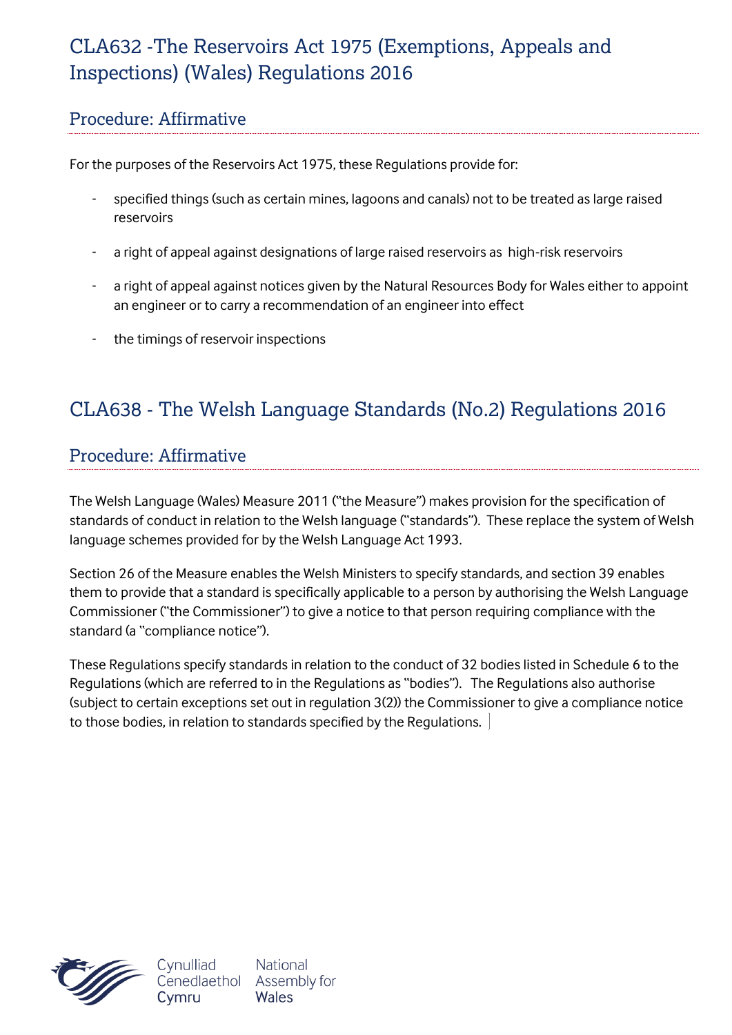# CLA632 -The Reservoirs Act 1975 (Exemptions, Appeals and Inspections) (Wales) Regulations 2016

## Procedure: Affirmative

For the purposes of the Reservoirs Act 1975, these Regulations provide for:

- specified things (such as certain mines, lagoons and canals) not to be treated as large raised reservoirs
- a right of appeal against designations of large raised reservoirs as high-risk reservoirs
- a right of appeal against notices given by the Natural Resources Body for Wales either to appoint an engineer or to carry a recommendation of an engineer into effect
- the timings of reservoir inspections

# CLA638 - The Welsh Language Standards (No.2) Regulations 2016

## Procedure: Affirmative

The Welsh Language (Wales) Measure 2011 ("the Measure") makes provision for the specification of standards of conduct in relation to the Welsh language ("standards"). These replace the system of Welsh language schemes provided for by the Welsh Language Act 1993.

Section 26 of the Measure enables the Welsh Ministers to specify standards, and section 39 enables them to provide that a standard is specifically applicable to a person by authorising the Welsh Language Commissioner ("the Commissioner") to give a notice to that person requiring compliance with the standard (a "compliance notice").

These Regulations specify standards in relation to the conduct of 32 bodies listed in Schedule 6 to the Regulations (which are referred to in the Regulations as "bodies"). The Regulations also authorise (subject to certain exceptions set out in regulation 3(2)) the Commissioner to give a compliance notice to those bodies, in relation to standards specified by the Regulations.